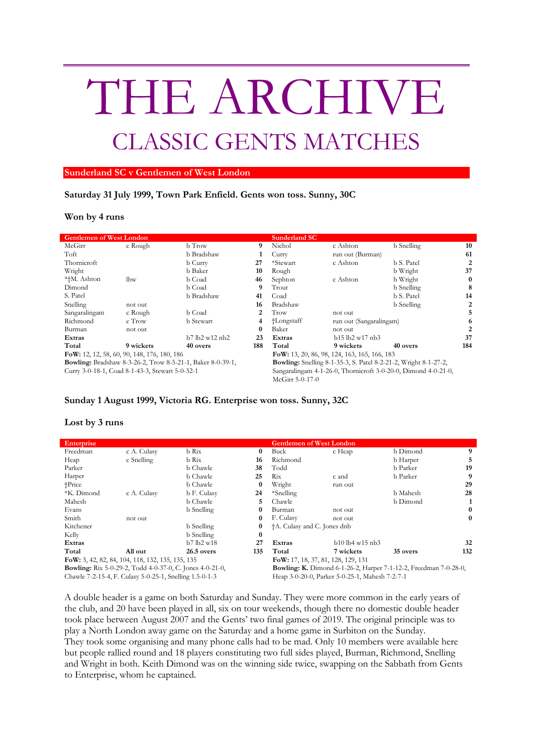# THE ARCHIVE

## CLASSIC GENTS MATCHES

### Sunderland SC v Gentlemen of West London

**Saturday 31 July 1999, Town Park Enfield. Gents won toss. Sunny, 30C**

**Won by 4 runs**

| Gentlemen of West London | | | |
|---|---|---|---|
| McGirr | c Rough | b Trow | 9 |
| Toft | | b Bradshaw | 1 |
| Thornicroft | | b Curry | 27 |
| Wright | | b Baker | 10 |
| *†M. Ashton | lbw | b Coad | 46 |
| Dimond | | b Coad | 9 |
| S. Patel | | b Bradshaw | 41 |
| Snelling | not out | | 16 |
| Sangaralingam | c Rough | b Coad | 2 |
| Richmond | c Trow | b Stewart | 4 |
| Burman | not out | | 0 |
| **Extras** | | b7 lb2 w12 nb2 | 23 |
| **Total** | **9 wickets** | **40 overs** | **188** |

**FoW:** 12, 12, 58, 60, 90, 148, 176, 180, 186

**Bowling:** Bradshaw 8-3-26-2, Trow 8-5-21-1, Baker 8-0-39-1, Curry 3-0-18-1, Coad 8-1-43-3, Stewart 5-0-32-1

| Sunderland SC | | | |
|---|---|---|---|
| Nichol | c Ashton | b Snelling | 10 |
| Curry | run out (Burman) | | 61 |
| *Stewart | c Ashton | b S. Patel | 2 |
| Rough | | b Wright | 37 |
| Sephton | c Ashton | b Wright | 0 |
| Trout | | b Snelling | 8 |
| Coad | | b S. Patel | 14 |
| Bradshaw | | b Snelling | 2 |
| Trow | not out | | 5 |
| †Longstaff | run out (Sangaralingam) | | 6 |
| Baker | not out | | 2 |
| **Extras** | b15 lb2 w17 nb3 | | 37 |
| **Total** | **9 wickets** | **40 overs** | **184** |

**FoW:** 13, 20, 86, 98, 124, 163, 165, 166, 183

**Bowling:** Snelling 8-1-35-3, S. Patel 8-2-21-2, Wright 8-1-27-2, Sangaralingam 4-1-26-0, Thornicroft 3-0-20-0, Dimond 4-0-21-0, McGirr 5-0-17-0

**Sunday 1 August 1999, Victoria RG. Enterprise won toss. Sunny, 32C**

**Lost by 3 runs**

| Enterprise | | | |
|---|---|---|---|
| Freedman | c A. Culasy | b Rix | 0 |
| Heap | c Snelling | b Rix | 16 |
| Parker | | b Chawle | 38 |
| Harper | | b Chawle | 25 |
| †Price | | b Chawle | 0 |
| *K. Dimond | c A. Culasy | b F. Culasy | 24 |
| Mahesh | | b Chawle | 5 |
| Evans | | b Snelling | 0 |
| Smith | not out | | 0 |
| Kitchener | | b Snelling | 0 |
| Kelly | | b Snelling | 0 |
| **Extras** | | b7 lb2 w18 | 27 |
| **Total** | **All out** | **26.5 overs** | **135** |

**FoW:** 3, 42, 82, 84, 104, 118, 132, 135, 135, 135

**Bowling:** Rix 5-0-29-2, Todd 4-0-37-0, C. Jones 4-0-21-0, Chawle 7-2-15-4, F. Culasy 5-0-25-1, Snelling 1.5-0-1-3

| Gentlemen of West London | | | |
|---|---|---|---|
| Buck | c Heap | b Dimond | 9 |
| Richmond | | b Harper | 5 |
| Todd | | b Parker | 19 |
| Rix | c and | b Parker | 9 |
| Wright | run out | | 29 |
| *Snelling | | b Mahesh | 28 |
| Chawle | | b Dimond | 1 |
| Burman | not out | | 0 |
| F. Culasy | not out | | 0 |
| †A. Culasy and C. Jones dnb | | | |
| **Extras** | b10 lb4 w15 nb3 | | 32 |
| **Total** | **7 wickets** | **35 overs** | **132** |

**FoW:** 17, 18, 37, 81, 128, 129, 131

**Bowling: K.** Dimond 6-1-26-2, Harper 7-1-12-2, Freedman 7-0-28-0, Heap 3-0-20-0, Parker 5-0-25-1, Mahesh 7-2-7-1

A double header is a game on both Saturday and Sunday. They were more common in the early years of the club, and 20 have been played in all, six on tour weekends, though there no domestic double header took place between August 2007 and the Gents' two final games of 2019. The original principle was to play a North London away game on the Saturday and a home game in Surbiton on the Sunday.
They took some organising and many phone calls had to be mad. Only 10 members were available here but people rallied round and 18 players constituting two full sides played, Burman, Richmond, Snelling and Wright in both. Keith Dimond was on the winning side twice, swapping on the Sabbath from Gents to Enterprise, whom he captained.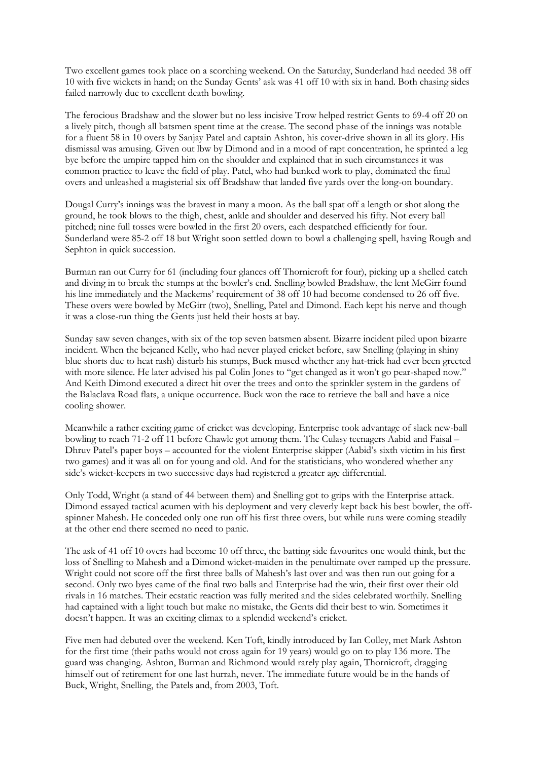Two excellent games took place on a scorching weekend. On the Saturday, Sunderland had needed 38 off 10 with five wickets in hand; on the Sunday Gents' ask was 41 off 10 with six in hand. Both chasing sides failed narrowly due to excellent death bowling.

The ferocious Bradshaw and the slower but no less incisive Trow helped restrict Gents to 69-4 off 20 on a lively pitch, though all batsmen spent time at the crease. The second phase of the innings was notable for a fluent 58 in 10 overs by Sanjay Patel and captain Ashton, his cover-drive shown in all its glory. His dismissal was amusing. Given out lbw by Dimond and in a mood of rapt concentration, he sprinted a leg bye before the umpire tapped him on the shoulder and explained that in such circumstances it was common practice to leave the field of play. Patel, who had bunked work to play, dominated the final overs and unleashed a magisterial six off Bradshaw that landed five yards over the long-on boundary.

Dougal Curry's innings was the bravest in many a moon. As the ball spat off a length or shot along the ground, he took blows to the thigh, chest, ankle and shoulder and deserved his fifty. Not every ball pitched; nine full tosses were bowled in the first 20 overs, each despatched efficiently for four. Sunderland were 85-2 off 18 but Wright soon settled down to bowl a challenging spell, having Rough and Sephton in quick succession.

Burman ran out Curry for 61 (including four glances off Thornicroft for four), picking up a shelled catch and diving in to break the stumps at the bowler's end. Snelling bowled Bradshaw, the lent McGirr found his line immediately and the Mackems' requirement of 38 off 10 had become condensed to 26 off five. These overs were bowled by McGirr (two), Snelling, Patel and Dimond. Each kept his nerve and though it was a close-run thing the Gents just held their hosts at bay.

Sunday saw seven changes, with six of the top seven batsmen absent. Bizarre incident piled upon bizarre incident. When the bejeaned Kelly, who had never played cricket before, saw Snelling (playing in shiny blue shorts due to heat rash) disturb his stumps, Buck mused whether any hat-trick had ever been greeted with more silence. He later advised his pal Colin Jones to "get changed as it won't go pear-shaped now." And Keith Dimond executed a direct hit over the trees and onto the sprinkler system in the gardens of the Balaclava Road flats, a unique occurrence. Buck won the race to retrieve the ball and have a nice cooling shower.

Meanwhile a rather exciting game of cricket was developing. Enterprise took advantage of slack new-ball bowling to reach 71-2 off 11 before Chawle got among them. The Culasy teenagers Aabid and Faisal – Dhruv Patel's paper boys – accounted for the violent Enterprise skipper (Aabid's sixth victim in his first two games) and it was all on for young and old. And for the statisticians, who wondered whether any side's wicket-keepers in two successive days had registered a greater age differential.

Only Todd, Wright (a stand of 44 between them) and Snelling got to grips with the Enterprise attack. Dimond essayed tactical acumen with his deployment and very cleverly kept back his best bowler, the off-spinner Mahesh. He conceded only one run off his first three overs, but while runs were coming steadily at the other end there seemed no need to panic.

The ask of 41 off 10 overs had become 10 off three, the batting side favourites one would think, but the loss of Snelling to Mahesh and a Dimond wicket-maiden in the penultimate over ramped up the pressure. Wright could not score off the first three balls of Mahesh's last over and was then run out going for a second. Only two byes came of the final two balls and Enterprise had the win, their first over their old rivals in 16 matches. Their ecstatic reaction was fully merited and the sides celebrated worthily. Snelling had captained with a light touch but make no mistake, the Gents did their best to win. Sometimes it doesn't happen. It was an exciting climax to a splendid weekend's cricket.

Five men had debuted over the weekend. Ken Toft, kindly introduced by Ian Colley, met Mark Ashton for the first time (their paths would not cross again for 19 years) would go on to play 136 more. The guard was changing. Ashton, Burman and Richmond would rarely play again, Thornicroft, dragging himself out of retirement for one last hurrah, never. The immediate future would be in the hands of Buck, Wright, Snelling, the Patels and, from 2003, Toft.